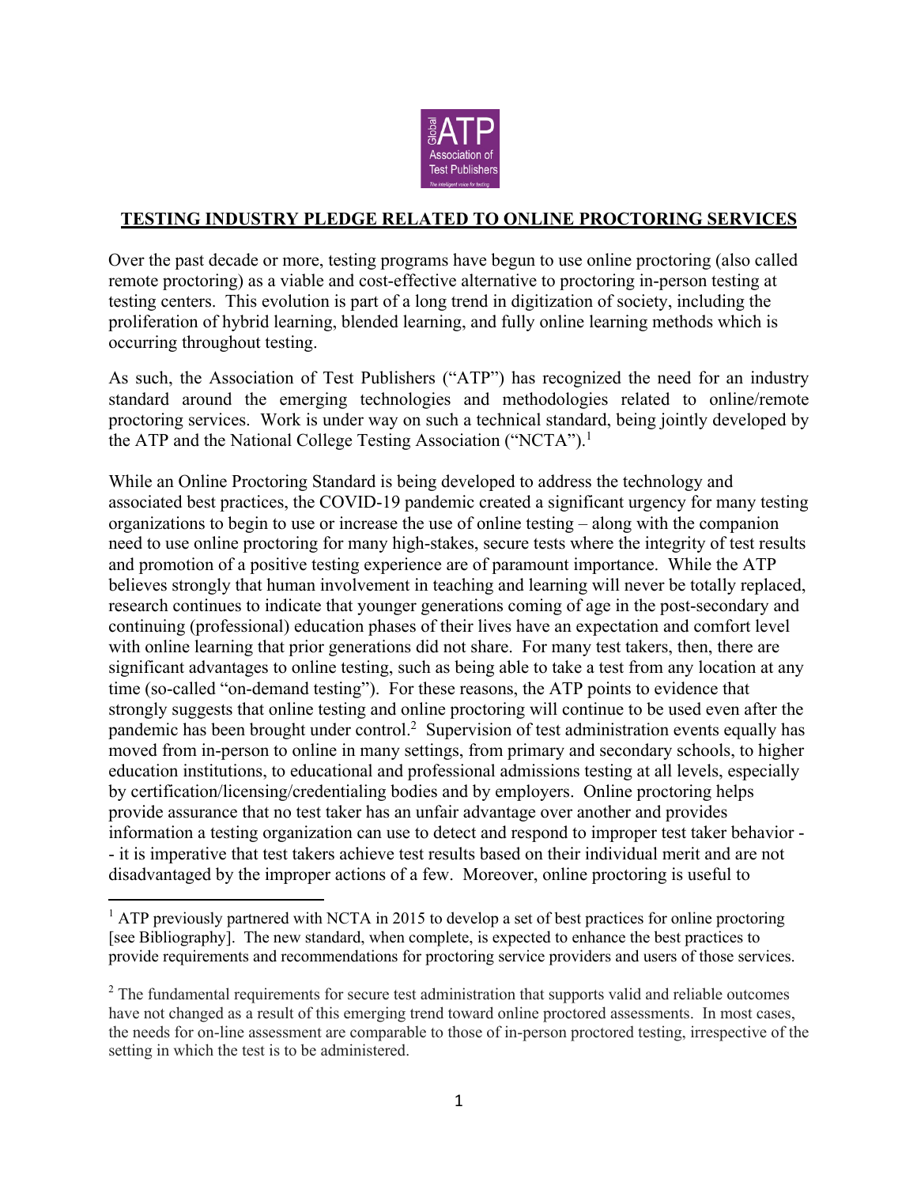**TESTING INDUSTRY PLEDGE RELATED TO ONLINE PROCTORING SERVICES**

Over the past decade or more, testing programs have begun to use online proctoring (also called remote proctoring) as a viable and cost-effective alternative to proctoring in-person testing at testing centers. This evolution is part of a long trend in digitization of society, including the proliferation of hybrid learning, blended learning, and fully online learning methods which is occurring throughout testing.

As such, the Association of Test Publishers ("ATP") has recognized the need for an industry standard around the emerging technologies and methodologies related to online/remote proctoring services. Work is under way on such a technical standard, being jointly developed by the ATP and the National College Testing Association ("NCTA").[1]

While an Online Proctoring Standard is being developed to address the technology and associated best practices, the COVID-19 pandemic created a significant urgency for many testing organizations to begin to use or increase the use of online testing – along with the companion need to use online proctoring for many high-stakes, secure tests where the integrity of test results and promotion of a positive testing experience are of paramount importance. While the ATP believes strongly that human involvement in teaching and learning will never be totally replaced, research continues to indicate that younger generations coming of age in the post-secondary and continuing (professional) education phases of their lives have an expectation and comfort level with online learning that prior generations did not share. For many test takers, then, there are significant advantages to online testing, such as being able to take a test from any location at any time (so-called "on-demand testing"). For these reasons, the ATP points to evidence that strongly suggests that online testing and online proctoring will continue to be used even after the pandemic has been brought under control.[2] Supervision of test administration events equally has moved from in-person to online in many settings, from primary and secondary schools, to higher education institutions, to educational and professional admissions testing at all levels, especially by certification/licensing/credentialing bodies and by employers. Online proctoring helps provide assurance that no test taker has an unfair advantage over another and provides information a testing organization can use to detect and respond to improper test taker behavior -- it is imperative that test takers achieve test results based on their individual merit and are not disadvantaged by the improper actions of a few. Moreover, online proctoring is useful to

---

[1] ATP previously partnered with NCTA in 2015 to develop a set of best practices for online proctoring [see Bibliography]. The new standard, when complete, is expected to enhance the best practices to provide requirements and recommendations for proctoring service providers and users of those services.

[2] The fundamental requirements for secure test administration that supports valid and reliable outcomes have not changed as a result of this emerging trend toward online proctored assessments. In most cases, the needs for on-line assessment are comparable to those of in-person proctored testing, irrespective of the setting in which the test is to be administered.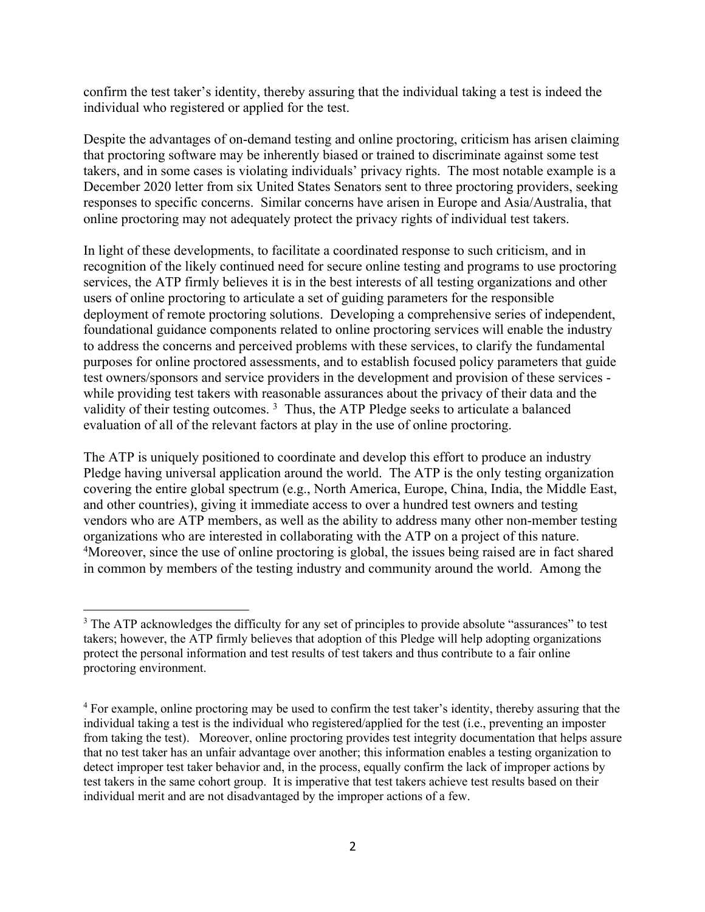confirm the test taker's identity, thereby assuring that the individual taking a test is indeed the individual who registered or applied for the test.

Despite the advantages of on-demand testing and online proctoring, criticism has arisen claiming that proctoring software may be inherently biased or trained to discriminate against some test takers, and in some cases is violating individuals' privacy rights. The most notable example is a December 2020 letter from six United States Senators sent to three proctoring providers, seeking responses to specific concerns. Similar concerns have arisen in Europe and Asia/Australia, that online proctoring may not adequately protect the privacy rights of individual test takers.

In light of these developments, to facilitate a coordinated response to such criticism, and in recognition of the likely continued need for secure online testing and programs to use proctoring services, the ATP firmly believes it is in the best interests of all testing organizations and other users of online proctoring to articulate a set of guiding parameters for the responsible deployment of remote proctoring solutions. Developing a comprehensive series of independent, foundational guidance components related to online proctoring services will enable the industry to address the concerns and perceived problems with these services, to clarify the fundamental purposes for online proctored assessments, and to establish focused policy parameters that guide test owners/sponsors and service providers in the development and provision of these services - while providing test takers with reasonable assurances about the privacy of their data and the validity of their testing outcomes. [3] Thus, the ATP Pledge seeks to articulate a balanced evaluation of all of the relevant factors at play in the use of online proctoring.

The ATP is uniquely positioned to coordinate and develop this effort to produce an industry Pledge having universal application around the world. The ATP is the only testing organization covering the entire global spectrum (e.g., North America, Europe, China, India, the Middle East, and other countries), giving it immediate access to over a hundred test owners and testing vendors who are ATP members, as well as the ability to address many other non-member testing organizations who are interested in collaborating with the ATP on a project of this nature. [4]Moreover, since the use of online proctoring is global, the issues being raised are in fact shared in common by members of the testing industry and community around the world. Among the

---

[3] The ATP acknowledges the difficulty for any set of principles to provide absolute "assurances" to test takers; however, the ATP firmly believes that adoption of this Pledge will help adopting organizations protect the personal information and test results of test takers and thus contribute to a fair online proctoring environment.

[4] For example, online proctoring may be used to confirm the test taker's identity, thereby assuring that the individual taking a test is the individual who registered/applied for the test (i.e., preventing an imposter from taking the test). Moreover, online proctoring provides test integrity documentation that helps assure that no test taker has an unfair advantage over another; this information enables a testing organization to detect improper test taker behavior and, in the process, equally confirm the lack of improper actions by test takers in the same cohort group. It is imperative that test takers achieve test results based on their individual merit and are not disadvantaged by the improper actions of a few.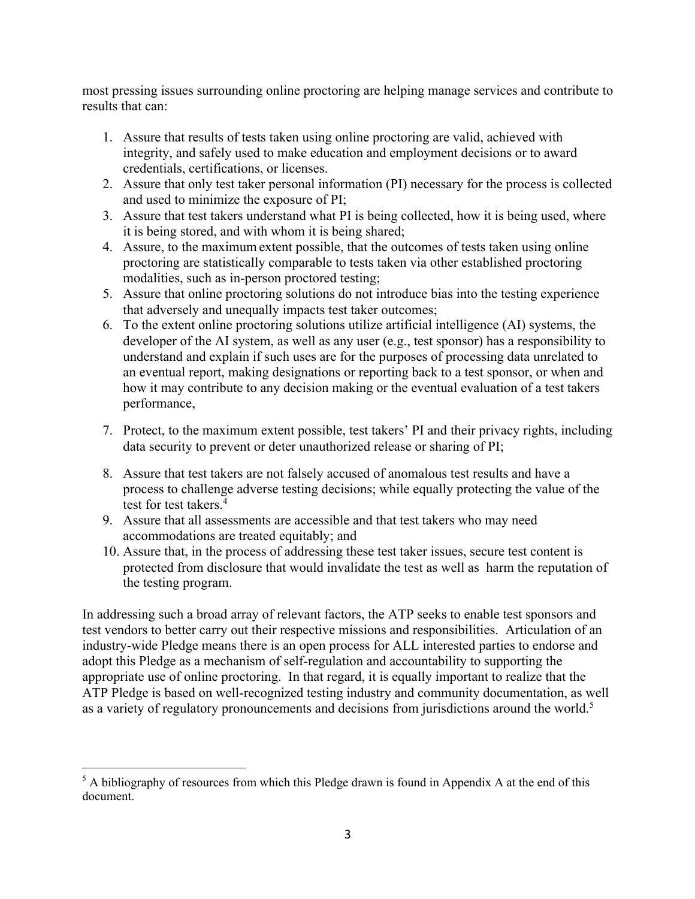most pressing issues surrounding online proctoring are helping manage services and contribute to results that can:

1. Assure that results of tests taken using online proctoring are valid, achieved with integrity, and safely used to make education and employment decisions or to award credentials, certifications, or licenses.
2. Assure that only test taker personal information (PI) necessary for the process is collected and used to minimize the exposure of PI;
3. Assure that test takers understand what PI is being collected, how it is being used, where it is being stored, and with whom it is being shared;
4. Assure, to the maximum extent possible, that the outcomes of tests taken using online proctoring are statistically comparable to tests taken via other established proctoring modalities, such as in-person proctored testing;
5. Assure that online proctoring solutions do not introduce bias into the testing experience that adversely and unequally impacts test taker outcomes;
6. To the extent online proctoring solutions utilize artificial intelligence (AI) systems, the developer of the AI system, as well as any user (e.g., test sponsor) has a responsibility to understand and explain if such uses are for the purposes of processing data unrelated to an eventual report, making designations or reporting back to a test sponsor, or when and how it may contribute to any decision making or the eventual evaluation of a test takers performance,
7. Protect, to the maximum extent possible, test takers' PI and their privacy rights, including data security to prevent or deter unauthorized release or sharing of PI;
8. Assure that test takers are not falsely accused of anomalous test results and have a process to challenge adverse testing decisions; while equally protecting the value of the test for test takers.[4]
9. Assure that all assessments are accessible and that test takers who may need accommodations are treated equitably; and
10. Assure that, in the process of addressing these test taker issues, secure test content is protected from disclosure that would invalidate the test as well as harm the reputation of the testing program.

In addressing such a broad array of relevant factors, the ATP seeks to enable test sponsors and test vendors to better carry out their respective missions and responsibilities. Articulation of an industry-wide Pledge means there is an open process for ALL interested parties to endorse and adopt this Pledge as a mechanism of self-regulation and accountability to supporting the appropriate use of online proctoring. In that regard, it is equally important to realize that the ATP Pledge is based on well-recognized testing industry and community documentation, as well as a variety of regulatory pronouncements and decisions from jurisdictions around the world.[5]

[5] A bibliography of resources from which this Pledge drawn is found in Appendix A at the end of this document.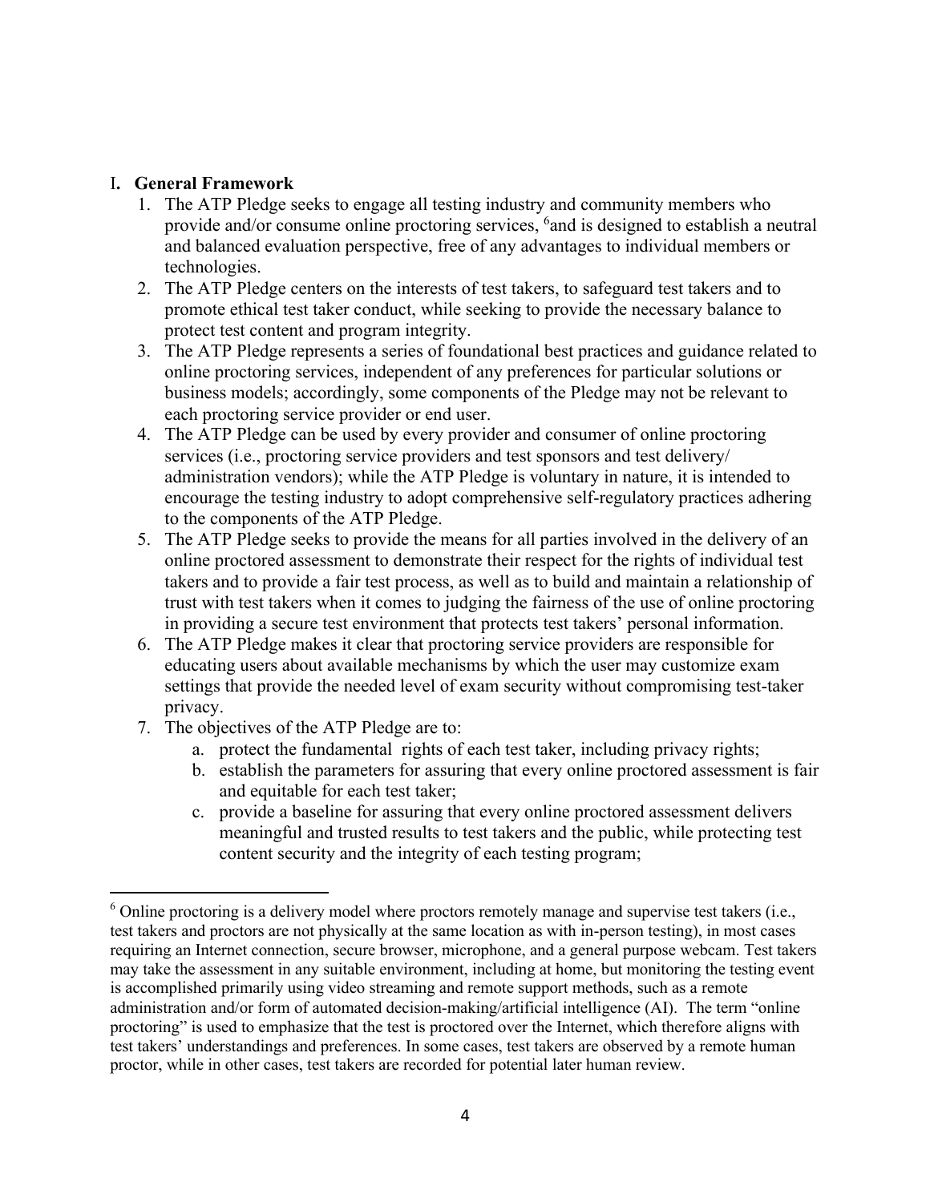## I. General Framework

1. The ATP Pledge seeks to engage all testing industry and community members who provide and/or consume online proctoring services, [6]and is designed to establish a neutral and balanced evaluation perspective, free of any advantages to individual members or technologies.
2. The ATP Pledge centers on the interests of test takers, to safeguard test takers and to promote ethical test taker conduct, while seeking to provide the necessary balance to protect test content and program integrity.
3. The ATP Pledge represents a series of foundational best practices and guidance related to online proctoring services, independent of any preferences for particular solutions or business models; accordingly, some components of the Pledge may not be relevant to each proctoring service provider or end user.
4. The ATP Pledge can be used by every provider and consumer of online proctoring services (i.e., proctoring service providers and test sponsors and test delivery/ administration vendors); while the ATP Pledge is voluntary in nature, it is intended to encourage the testing industry to adopt comprehensive self-regulatory practices adhering to the components of the ATP Pledge.
5. The ATP Pledge seeks to provide the means for all parties involved in the delivery of an online proctored assessment to demonstrate their respect for the rights of individual test takers and to provide a fair test process, as well as to build and maintain a relationship of trust with test takers when it comes to judging the fairness of the use of online proctoring in providing a secure test environment that protects test takers' personal information.
6. The ATP Pledge makes it clear that proctoring service providers are responsible for educating users about available mechanisms by which the user may customize exam settings that provide the needed level of exam security without compromising test-taker privacy.
7. The objectives of the ATP Pledge are to:
   a. protect the fundamental rights of each test taker, including privacy rights;
   b. establish the parameters for assuring that every online proctored assessment is fair and equitable for each test taker;
   c. provide a baseline for assuring that every online proctored assessment delivers meaningful and trusted results to test takers and the public, while protecting test content security and the integrity of each testing program;

---

[6] Online proctoring is a delivery model where proctors remotely manage and supervise test takers (i.e., test takers and proctors are not physically at the same location as with in-person testing), in most cases requiring an Internet connection, secure browser, microphone, and a general purpose webcam. Test takers may take the assessment in any suitable environment, including at home, but monitoring the testing event is accomplished primarily using video streaming and remote support methods, such as a remote administration and/or form of automated decision-making/artificial intelligence (AI). The term "online proctoring" is used to emphasize that the test is proctored over the Internet, which therefore aligns with test takers' understandings and preferences. In some cases, test takers are observed by a remote human proctor, while in other cases, test takers are recorded for potential later human review.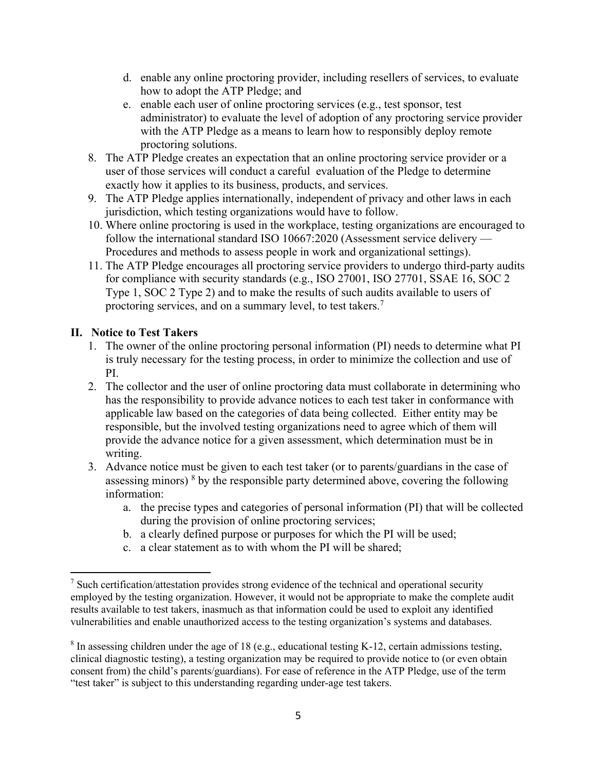d. enable any online proctoring provider, including resellers of services, to evaluate how to adopt the ATP Pledge; and
   e. enable each user of online proctoring services (e.g., test sponsor, test administrator) to evaluate the level of adoption of any proctoring service provider with the ATP Pledge as a means to learn how to responsibly deploy remote proctoring solutions.
8. The ATP Pledge creates an expectation that an online proctoring service provider or a user of those services will conduct a careful evaluation of the Pledge to determine exactly how it applies to its business, products, and services.
9. The ATP Pledge applies internationally, independent of privacy and other laws in each jurisdiction, which testing organizations would have to follow.
10. Where online proctoring is used in the workplace, testing organizations are encouraged to follow the international standard ISO 10667:2020 (Assessment service delivery — Procedures and methods to assess people in work and organizational settings).
11. The ATP Pledge encourages all proctoring service providers to undergo third-party audits for compliance with security standards (e.g., ISO 27001, ISO 27701, SSAE 16, SOC 2 Type 1, SOC 2 Type 2) and to make the results of such audits available to users of proctoring services, and on a summary level, to test takers.[7]

## II. Notice to Test Takers

1. The owner of the online proctoring personal information (PI) needs to determine what PI is truly necessary for the testing process, in order to minimize the collection and use of PI.
2. The collector and the user of online proctoring data must collaborate in determining who has the responsibility to provide advance notices to each test taker in conformance with applicable law based on the categories of data being collected. Either entity may be responsible, but the involved testing organizations need to agree which of them will provide the advance notice for a given assessment, which determination must be in writing.
3. Advance notice must be given to each test taker (or to parents/guardians in the case of assessing minors) [8] by the responsible party determined above, covering the following information:
   a. the precise types and categories of personal information (PI) that will be collected during the provision of online proctoring services;
   b. a clearly defined purpose or purposes for which the PI will be used;
   c. a clear statement as to with whom the PI will be shared;

---

[7] Such certification/attestation provides strong evidence of the technical and operational security employed by the testing organization. However, it would not be appropriate to make the complete audit results available to test takers, inasmuch as that information could be used to exploit any identified vulnerabilities and enable unauthorized access to the testing organization's systems and databases.

[8] In assessing children under the age of 18 (e.g., educational testing K-12, certain admissions testing, clinical diagnostic testing), a testing organization may be required to provide notice to (or even obtain consent from) the child's parents/guardians). For ease of reference in the ATP Pledge, use of the term "test taker" is subject to this understanding regarding under-age test takers.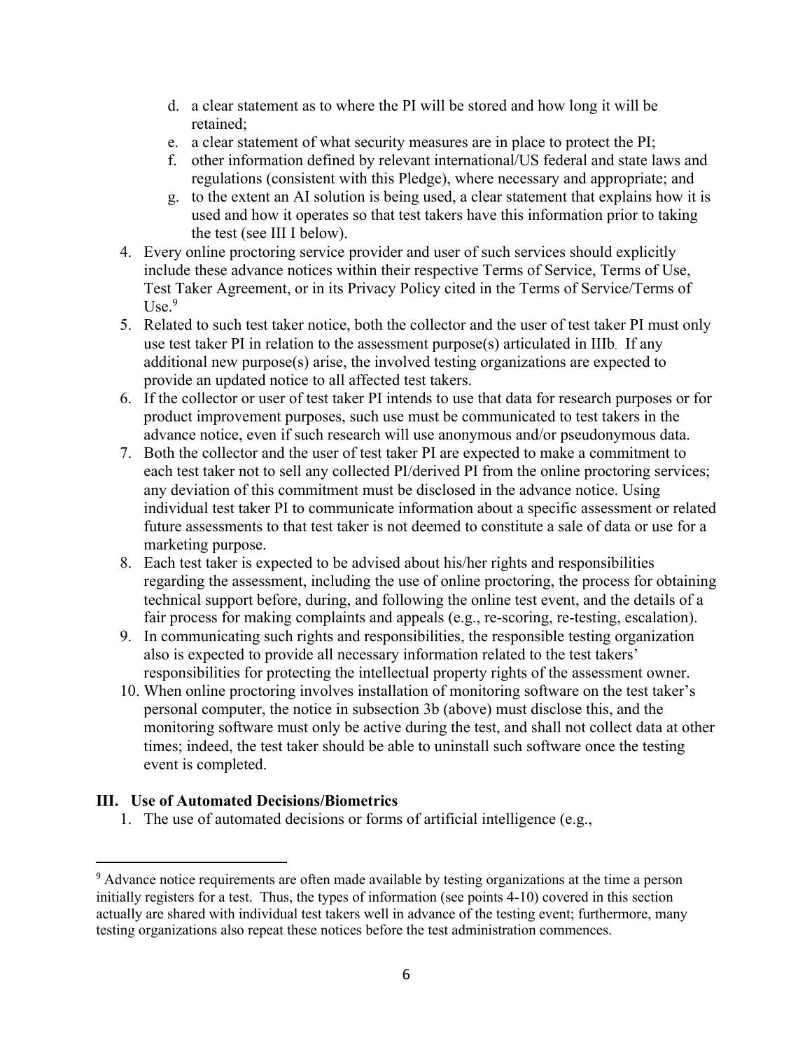d. a clear statement as to where the PI will be stored and how long it will be retained;
e. a clear statement of what security measures are in place to protect the PI;
f. other information defined by relevant international/US federal and state laws and regulations (consistent with this Pledge), where necessary and appropriate; and
g. to the extent an AI solution is being used, a clear statement that explains how it is used and how it operates so that test takers have this information prior to taking the test (see III I below).

4. Every online proctoring service provider and user of such services should explicitly include these advance notices within their respective Terms of Service, Terms of Use, Test Taker Agreement, or in its Privacy Policy cited in the Terms of Service/Terms of Use.[9]
5. Related to such test taker notice, both the collector and the user of test taker PI must only use test taker PI in relation to the assessment purpose(s) articulated in IIIb. If any additional new purpose(s) arise, the involved testing organizations are expected to provide an updated notice to all affected test takers.
6. If the collector or user of test taker PI intends to use that data for research purposes or for product improvement purposes, such use must be communicated to test takers in the advance notice, even if such research will use anonymous and/or pseudonymous data.
7. Both the collector and the user of test taker PI are expected to make a commitment to each test taker not to sell any collected PI/derived PI from the online proctoring services; any deviation of this commitment must be disclosed in the advance notice. Using individual test taker PI to communicate information about a specific assessment or related future assessments to that test taker is not deemed to constitute a sale of data or use for a marketing purpose.
8. Each test taker is expected to be advised about his/her rights and responsibilities regarding the assessment, including the use of online proctoring, the process for obtaining technical support before, during, and following the online test event, and the details of a fair process for making complaints and appeals (e.g., re-scoring, re-testing, escalation).
9. In communicating such rights and responsibilities, the responsible testing organization also is expected to provide all necessary information related to the test takers' responsibilities for protecting the intellectual property rights of the assessment owner.
10. When online proctoring involves installation of monitoring software on the test taker's personal computer, the notice in subsection 3b (above) must disclose this, and the monitoring software must only be active during the test, and shall not collect data at other times; indeed, the test taker should be able to uninstall such software once the testing event is completed.

## III. Use of Automated Decisions/Biometrics

1. The use of automated decisions or forms of artificial intelligence (e.g.,

[9] Advance notice requirements are often made available by testing organizations at the time a person initially registers for a test. Thus, the types of information (see points 4-10) covered in this section actually are shared with individual test takers well in advance of the testing event; furthermore, many testing organizations also repeat these notices before the test administration commences.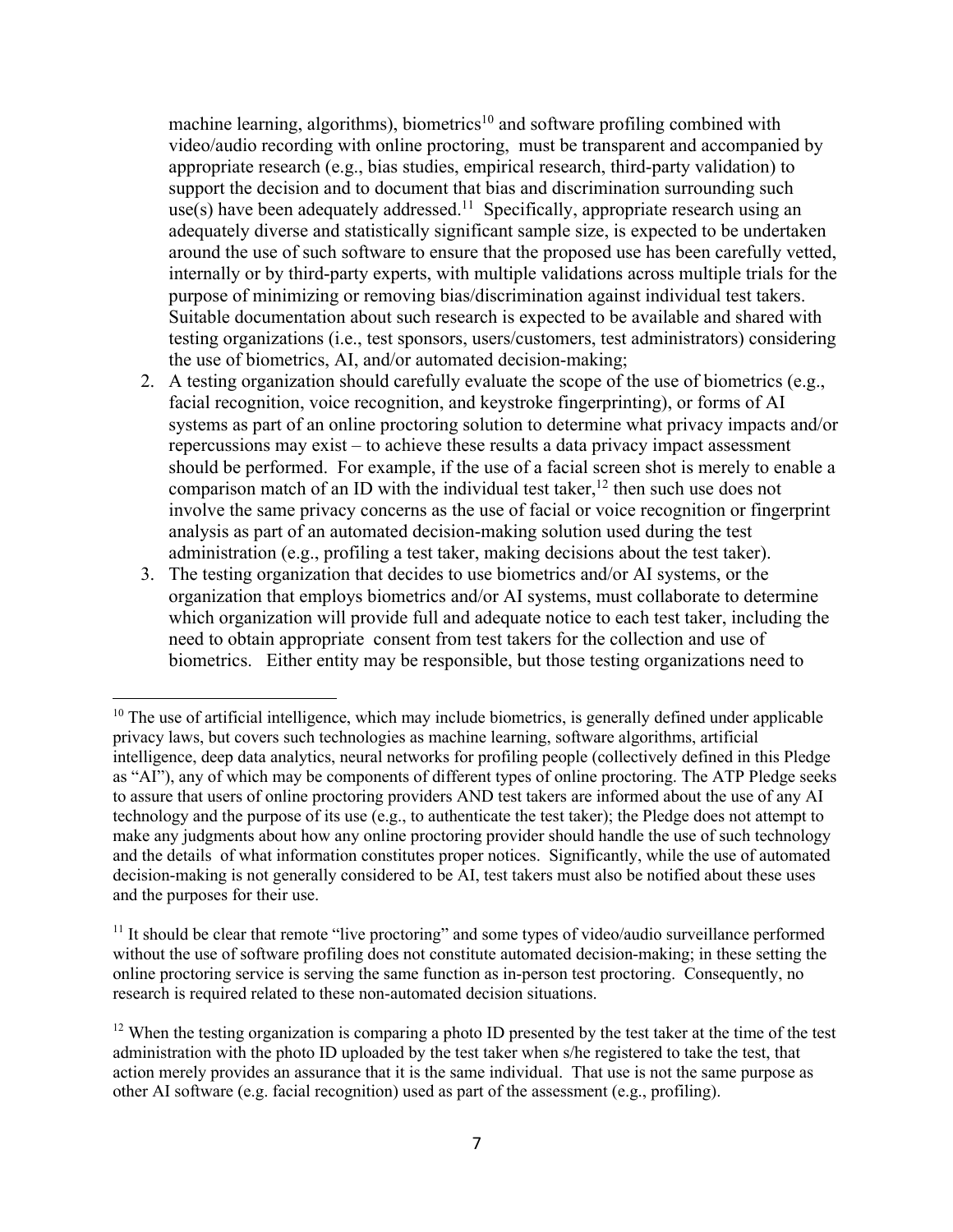machine learning, algorithms), biometrics[10] and software profiling combined with video/audio recording with online proctoring, must be transparent and accompanied by appropriate research (e.g., bias studies, empirical research, third-party validation) to support the decision and to document that bias and discrimination surrounding such use(s) have been adequately addressed.[11] Specifically, appropriate research using an adequately diverse and statistically significant sample size, is expected to be undertaken around the use of such software to ensure that the proposed use has been carefully vetted, internally or by third-party experts, with multiple validations across multiple trials for the purpose of minimizing or removing bias/discrimination against individual test takers. Suitable documentation about such research is expected to be available and shared with testing organizations (i.e., test sponsors, users/customers, test administrators) considering the use of biometrics, AI, and/or automated decision-making;

2. A testing organization should carefully evaluate the scope of the use of biometrics (e.g., facial recognition, voice recognition, and keystroke fingerprinting), or forms of AI systems as part of an online proctoring solution to determine what privacy impacts and/or repercussions may exist – to achieve these results a data privacy impact assessment should be performed. For example, if the use of a facial screen shot is merely to enable a comparison match of an ID with the individual test taker,[12] then such use does not involve the same privacy concerns as the use of facial or voice recognition or fingerprint analysis as part of an automated decision-making solution used during the test administration (e.g., profiling a test taker, making decisions about the test taker).
3. The testing organization that decides to use biometrics and/or AI systems, or the organization that employs biometrics and/or AI systems, must collaborate to determine which organization will provide full and adequate notice to each test taker, including the need to obtain appropriate consent from test takers for the collection and use of biometrics. Either entity may be responsible, but those testing organizations need to

---

[10] The use of artificial intelligence, which may include biometrics, is generally defined under applicable privacy laws, but covers such technologies as machine learning, software algorithms, artificial intelligence, deep data analytics, neural networks for profiling people (collectively defined in this Pledge as "AI"), any of which may be components of different types of online proctoring. The ATP Pledge seeks to assure that users of online proctoring providers AND test takers are informed about the use of any AI technology and the purpose of its use (e.g., to authenticate the test taker); the Pledge does not attempt to make any judgments about how any online proctoring provider should handle the use of such technology and the details of what information constitutes proper notices. Significantly, while the use of automated decision-making is not generally considered to be AI, test takers must also be notified about these uses and the purposes for their use.

[11] It should be clear that remote "live proctoring" and some types of video/audio surveillance performed without the use of software profiling does not constitute automated decision-making; in these setting the online proctoring service is serving the same function as in-person test proctoring. Consequently, no research is required related to these non-automated decision situations.

[12] When the testing organization is comparing a photo ID presented by the test taker at the time of the test administration with the photo ID uploaded by the test taker when s/he registered to take the test, that action merely provides an assurance that it is the same individual. That use is not the same purpose as other AI software (e.g. facial recognition) used as part of the assessment (e.g., profiling).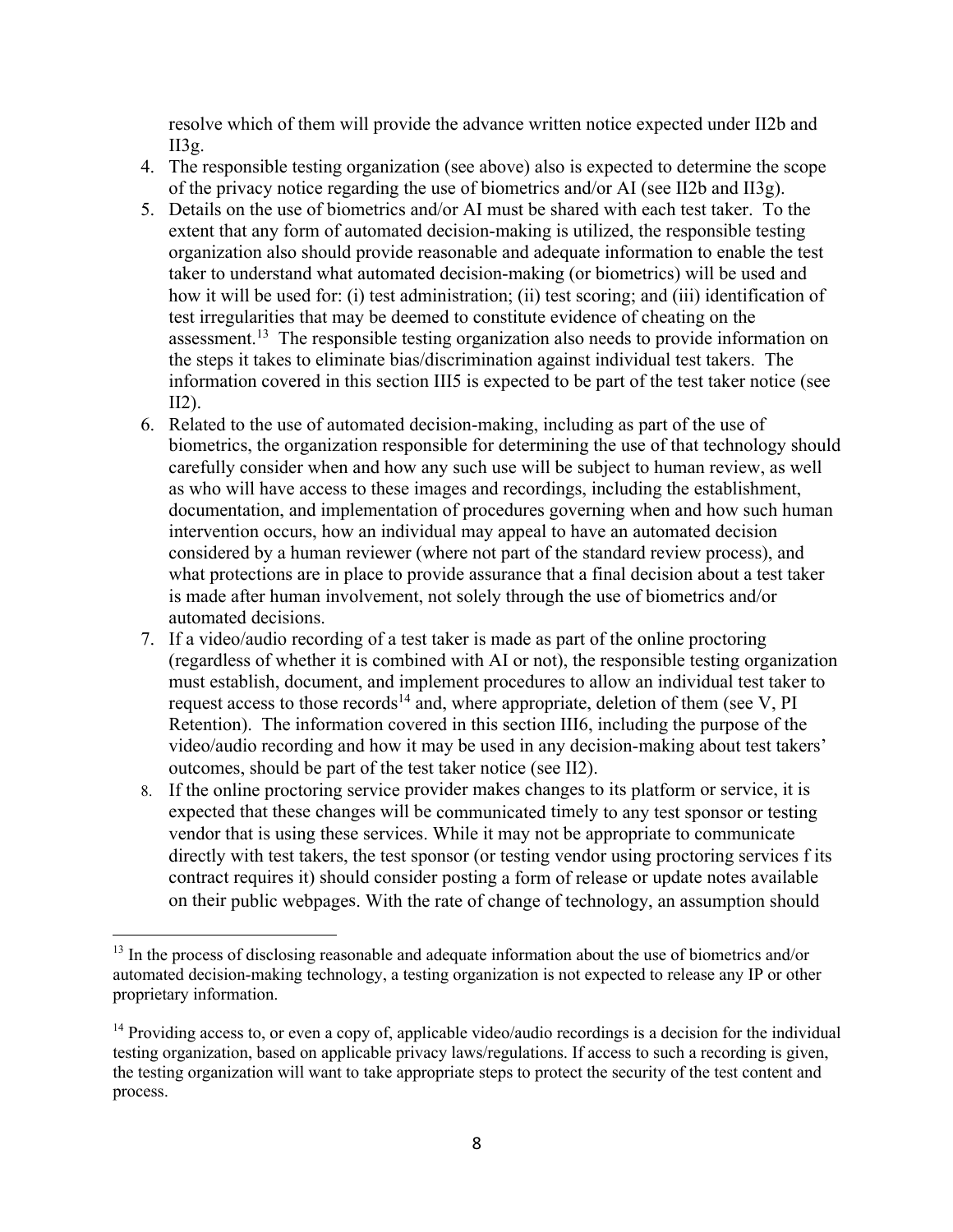resolve which of them will provide the advance written notice expected under II2b and II3g.

4. The responsible testing organization (see above) also is expected to determine the scope of the privacy notice regarding the use of biometrics and/or AI (see II2b and II3g).
5. Details on the use of biometrics and/or AI must be shared with each test taker. To the extent that any form of automated decision-making is utilized, the responsible testing organization also should provide reasonable and adequate information to enable the test taker to understand what automated decision-making (or biometrics) will be used and how it will be used for: (i) test administration; (ii) test scoring; and (iii) identification of test irregularities that may be deemed to constitute evidence of cheating on the assessment.[13] The responsible testing organization also needs to provide information on the steps it takes to eliminate bias/discrimination against individual test takers. The information covered in this section III5 is expected to be part of the test taker notice (see II2).
6. Related to the use of automated decision-making, including as part of the use of biometrics, the organization responsible for determining the use of that technology should carefully consider when and how any such use will be subject to human review, as well as who will have access to these images and recordings, including the establishment, documentation, and implementation of procedures governing when and how such human intervention occurs, how an individual may appeal to have an automated decision considered by a human reviewer (where not part of the standard review process), and what protections are in place to provide assurance that a final decision about a test taker is made after human involvement, not solely through the use of biometrics and/or automated decisions.
7. If a video/audio recording of a test taker is made as part of the online proctoring (regardless of whether it is combined with AI or not), the responsible testing organization must establish, document, and implement procedures to allow an individual test taker to request access to those records[14] and, where appropriate, deletion of them (see V, PI Retention). The information covered in this section III6, including the purpose of the video/audio recording and how it may be used in any decision-making about test takers' outcomes, should be part of the test taker notice (see II2).
8. If the online proctoring service provider makes changes to its platform or service, it is expected that these changes will be communicated timely to any test sponsor or testing vendor that is using these services. While it may not be appropriate to communicate directly with test takers, the test sponsor (or testing vendor using proctoring services f its contract requires it) should consider posting a form of release or update notes available on their public webpages. With the rate of change of technology, an assumption should

---

[13] In the process of disclosing reasonable and adequate information about the use of biometrics and/or automated decision-making technology, a testing organization is not expected to release any IP or other proprietary information.

[14] Providing access to, or even a copy of, applicable video/audio recordings is a decision for the individual testing organization, based on applicable privacy laws/regulations. If access to such a recording is given, the testing organization will want to take appropriate steps to protect the security of the test content and process.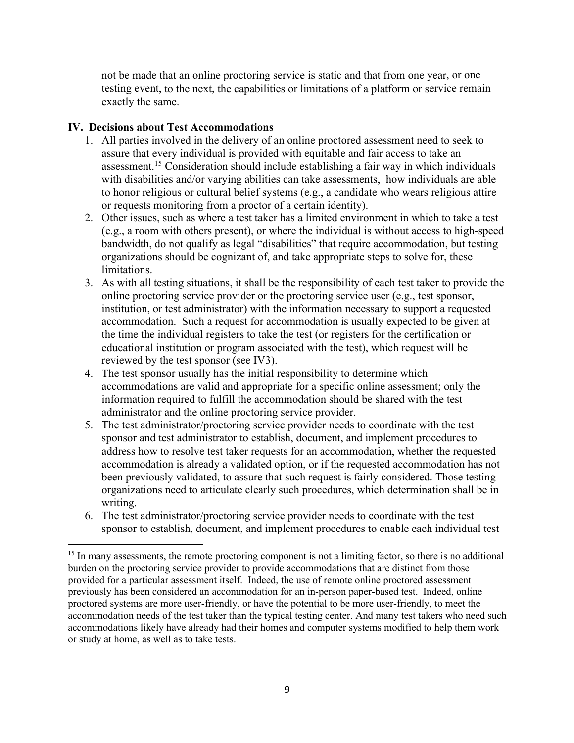not be made that an online proctoring service is static and that from one year, or one testing event, to the next, the capabilities or limitations of a platform or service remain exactly the same.

## IV. Decisions about Test Accommodations

1. All parties involved in the delivery of an online proctored assessment need to seek to assure that every individual is provided with equitable and fair access to take an assessment.[15] Consideration should include establishing a fair way in which individuals with disabilities and/or varying abilities can take assessments, how individuals are able to honor religious or cultural belief systems (e.g., a candidate who wears religious attire or requests monitoring from a proctor of a certain identity).
2. Other issues, such as where a test taker has a limited environment in which to take a test (e.g., a room with others present), or where the individual is without access to high-speed bandwidth, do not qualify as legal "disabilities" that require accommodation, but testing organizations should be cognizant of, and take appropriate steps to solve for, these limitations.
3. As with all testing situations, it shall be the responsibility of each test taker to provide the online proctoring service provider or the proctoring service user (e.g., test sponsor, institution, or test administrator) with the information necessary to support a requested accommodation. Such a request for accommodation is usually expected to be given at the time the individual registers to take the test (or registers for the certification or educational institution or program associated with the test), which request will be reviewed by the test sponsor (see IV3).
4. The test sponsor usually has the initial responsibility to determine which accommodations are valid and appropriate for a specific online assessment; only the information required to fulfill the accommodation should be shared with the test administrator and the online proctoring service provider.
5. The test administrator/proctoring service provider needs to coordinate with the test sponsor and test administrator to establish, document, and implement procedures to address how to resolve test taker requests for an accommodation, whether the requested accommodation is already a validated option, or if the requested accommodation has not been previously validated, to assure that such request is fairly considered. Those testing organizations need to articulate clearly such procedures, which determination shall be in writing.
6. The test administrator/proctoring service provider needs to coordinate with the test sponsor to establish, document, and implement procedures to enable each individual test

---

[15] In many assessments, the remote proctoring component is not a limiting factor, so there is no additional burden on the proctoring service provider to provide accommodations that are distinct from those provided for a particular assessment itself. Indeed, the use of remote online proctored assessment previously has been considered an accommodation for an in-person paper-based test. Indeed, online proctored systems are more user-friendly, or have the potential to be more user-friendly, to meet the accommodation needs of the test taker than the typical testing center. And many test takers who need such accommodations likely have already had their homes and computer systems modified to help them work or study at home, as well as to take tests.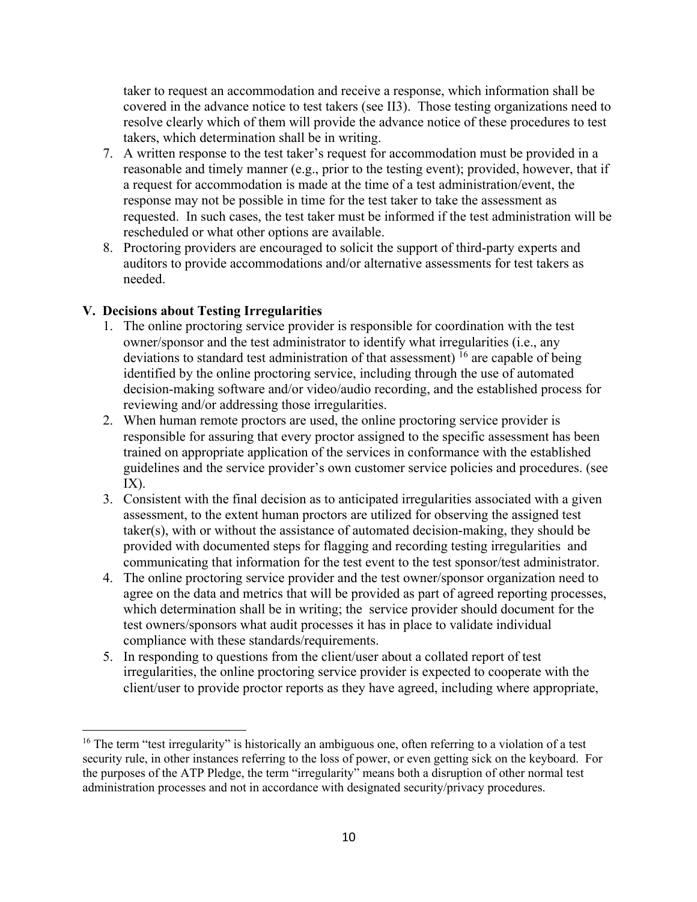taker to request an accommodation and receive a response, which information shall be covered in the advance notice to test takers (see II3). Those testing organizations need to resolve clearly which of them will provide the advance notice of these procedures to test takers, which determination shall be in writing.

7. A written response to the test taker's request for accommodation must be provided in a reasonable and timely manner (e.g., prior to the testing event); provided, however, that if a request for accommodation is made at the time of a test administration/event, the response may not be possible in time for the test taker to take the assessment as requested. In such cases, the test taker must be informed if the test administration will be rescheduled or what other options are available.
8. Proctoring providers are encouraged to solicit the support of third-party experts and auditors to provide accommodations and/or alternative assessments for test takers as needed.

## V. Decisions about Testing Irregularities

1. The online proctoring service provider is responsible for coordination with the test owner/sponsor and the test administrator to identify what irregularities (i.e., any deviations to standard test administration of that assessment) [16] are capable of being identified by the online proctoring service, including through the use of automated decision-making software and/or video/audio recording, and the established process for reviewing and/or addressing those irregularities.
2. When human remote proctors are used, the online proctoring service provider is responsible for assuring that every proctor assigned to the specific assessment has been trained on appropriate application of the services in conformance with the established guidelines and the service provider's own customer service policies and procedures. (see IX).
3. Consistent with the final decision as to anticipated irregularities associated with a given assessment, to the extent human proctors are utilized for observing the assigned test taker(s), with or without the assistance of automated decision-making, they should be provided with documented steps for flagging and recording testing irregularities and communicating that information for the test event to the test sponsor/test administrator.
4. The online proctoring service provider and the test owner/sponsor organization need to agree on the data and metrics that will be provided as part of agreed reporting processes, which determination shall be in writing; the service provider should document for the test owners/sponsors what audit processes it has in place to validate individual compliance with these standards/requirements.
5. In responding to questions from the client/user about a collated report of test irregularities, the online proctoring service provider is expected to cooperate with the client/user to provide proctor reports as they have agreed, including where appropriate,

[16] The term "test irregularity" is historically an ambiguous one, often referring to a violation of a test security rule, in other instances referring to the loss of power, or even getting sick on the keyboard. For the purposes of the ATP Pledge, the term "irregularity" means both a disruption of other normal test administration processes and not in accordance with designated security/privacy procedures.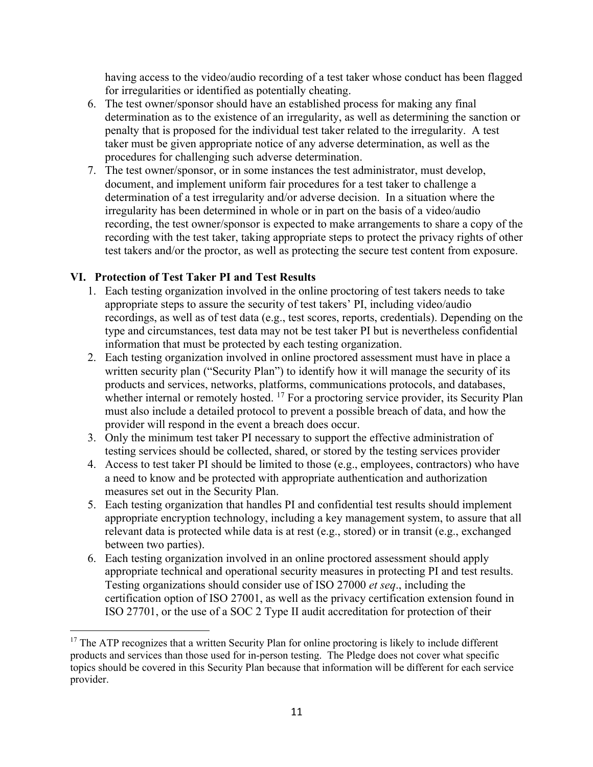having access to the video/audio recording of a test taker whose conduct has been flagged for irregularities or identified as potentially cheating.

6. The test owner/sponsor should have an established process for making any final determination as to the existence of an irregularity, as well as determining the sanction or penalty that is proposed for the individual test taker related to the irregularity. A test taker must be given appropriate notice of any adverse determination, as well as the procedures for challenging such adverse determination.
7. The test owner/sponsor, or in some instances the test administrator, must develop, document, and implement uniform fair procedures for a test taker to challenge a determination of a test irregularity and/or adverse decision. In a situation where the irregularity has been determined in whole or in part on the basis of a video/audio recording, the test owner/sponsor is expected to make arrangements to share a copy of the recording with the test taker, taking appropriate steps to protect the privacy rights of other test takers and/or the proctor, as well as protecting the secure test content from exposure.

## VI. Protection of Test Taker PI and Test Results

1. Each testing organization involved in the online proctoring of test takers needs to take appropriate steps to assure the security of test takers' PI, including video/audio recordings, as well as of test data (e.g., test scores, reports, credentials). Depending on the type and circumstances, test data may not be test taker PI but is nevertheless confidential information that must be protected by each testing organization.
2. Each testing organization involved in online proctored assessment must have in place a written security plan ("Security Plan") to identify how it will manage the security of its products and services, networks, platforms, communications protocols, and databases, whether internal or remotely hosted. [17] For a proctoring service provider, its Security Plan must also include a detailed protocol to prevent a possible breach of data, and how the provider will respond in the event a breach does occur.
3. Only the minimum test taker PI necessary to support the effective administration of testing services should be collected, shared, or stored by the testing services provider
4. Access to test taker PI should be limited to those (e.g., employees, contractors) who have a need to know and be protected with appropriate authentication and authorization measures set out in the Security Plan.
5. Each testing organization that handles PI and confidential test results should implement appropriate encryption technology, including a key management system, to assure that all relevant data is protected while data is at rest (e.g., stored) or in transit (e.g., exchanged between two parties).
6. Each testing organization involved in an online proctored assessment should apply appropriate technical and operational security measures in protecting PI and test results. Testing organizations should consider use of ISO 27000 *et seq*., including the certification option of ISO 27001, as well as the privacy certification extension found in ISO 27701, or the use of a SOC 2 Type II audit accreditation for protection of their

---

[17] The ATP recognizes that a written Security Plan for online proctoring is likely to include different products and services than those used for in-person testing. The Pledge does not cover what specific topics should be covered in this Security Plan because that information will be different for each service provider.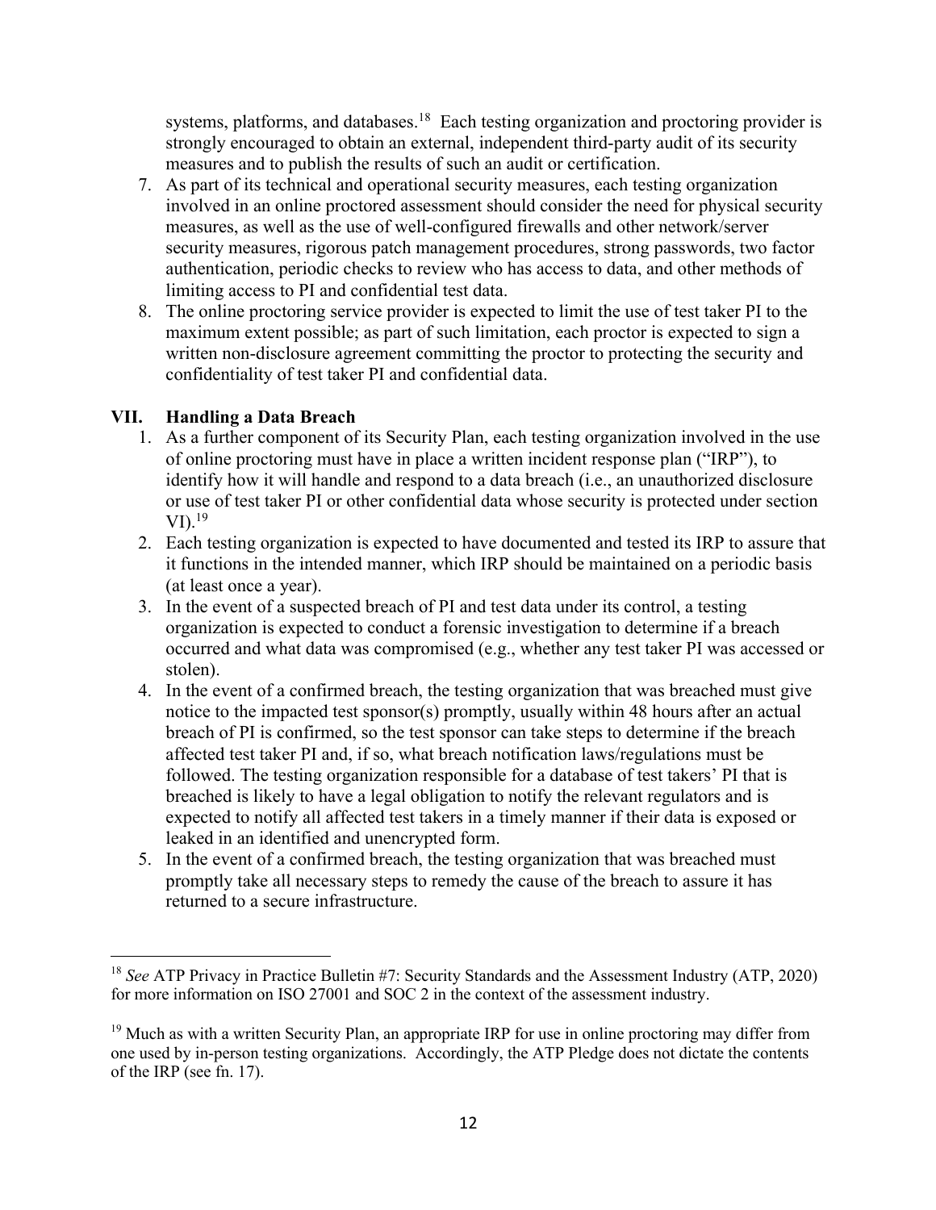systems, platforms, and databases.[18] Each testing organization and proctoring provider is strongly encouraged to obtain an external, independent third-party audit of its security measures and to publish the results of such an audit or certification.

7. As part of its technical and operational security measures, each testing organization involved in an online proctored assessment should consider the need for physical security measures, as well as the use of well-configured firewalls and other network/server security measures, rigorous patch management procedures, strong passwords, two factor authentication, periodic checks to review who has access to data, and other methods of limiting access to PI and confidential test data.
8. The online proctoring service provider is expected to limit the use of test taker PI to the maximum extent possible; as part of such limitation, each proctor is expected to sign a written non-disclosure agreement committing the proctor to protecting the security and confidentiality of test taker PI and confidential data.

## VII. Handling a Data Breach

1. As a further component of its Security Plan, each testing organization involved in the use of online proctoring must have in place a written incident response plan ("IRP"), to identify how it will handle and respond to a data breach (i.e., an unauthorized disclosure or use of test taker PI or other confidential data whose security is protected under section VI).[19]
2. Each testing organization is expected to have documented and tested its IRP to assure that it functions in the intended manner, which IRP should be maintained on a periodic basis (at least once a year).
3. In the event of a suspected breach of PI and test data under its control, a testing organization is expected to conduct a forensic investigation to determine if a breach occurred and what data was compromised (e.g., whether any test taker PI was accessed or stolen).
4. In the event of a confirmed breach, the testing organization that was breached must give notice to the impacted test sponsor(s) promptly, usually within 48 hours after an actual breach of PI is confirmed, so the test sponsor can take steps to determine if the breach affected test taker PI and, if so, what breach notification laws/regulations must be followed. The testing organization responsible for a database of test takers' PI that is breached is likely to have a legal obligation to notify the relevant regulators and is expected to notify all affected test takers in a timely manner if their data is exposed or leaked in an identified and unencrypted form.
5. In the event of a confirmed breach, the testing organization that was breached must promptly take all necessary steps to remedy the cause of the breach to assure it has returned to a secure infrastructure.

---

[18] *See* ATP Privacy in Practice Bulletin #7: Security Standards and the Assessment Industry (ATP, 2020) for more information on ISO 27001 and SOC 2 in the context of the assessment industry.

[19] Much as with a written Security Plan, an appropriate IRP for use in online proctoring may differ from one used by in-person testing organizations. Accordingly, the ATP Pledge does not dictate the contents of the IRP (see fn. 17).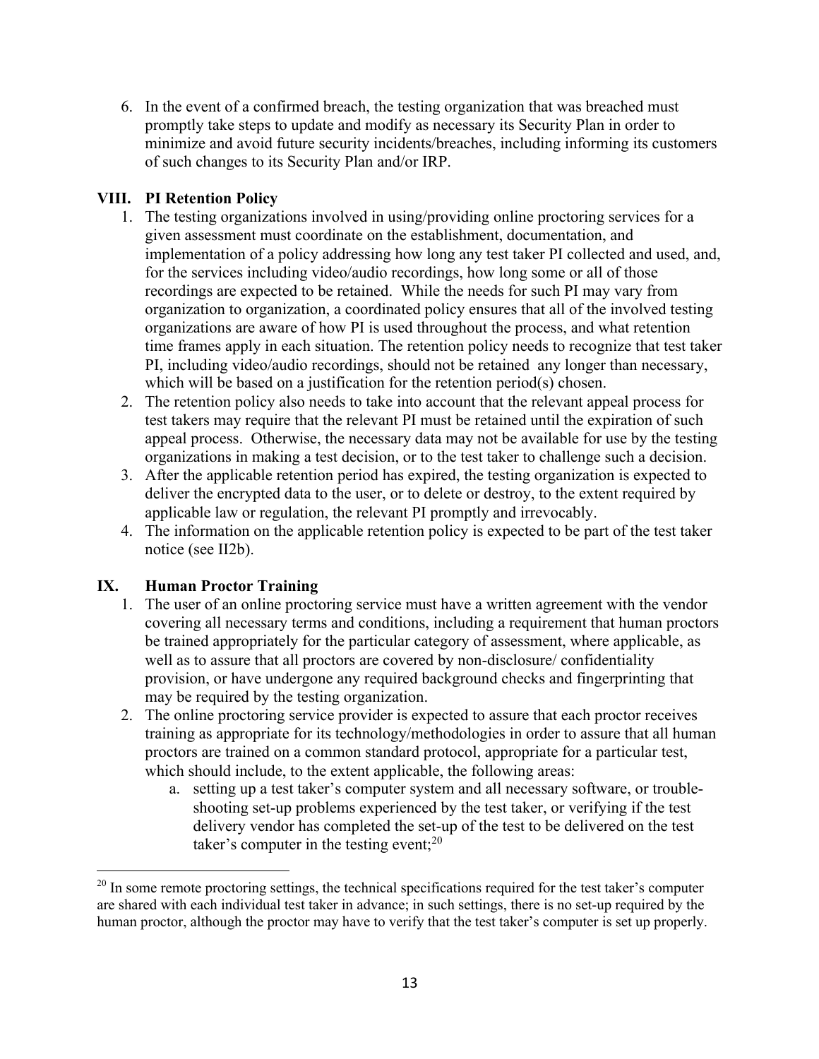6. In the event of a confirmed breach, the testing organization that was breached must promptly take steps to update and modify as necessary its Security Plan in order to minimize and avoid future security incidents/breaches, including informing its customers of such changes to its Security Plan and/or IRP.

## VIII. PI Retention Policy

1. The testing organizations involved in using/providing online proctoring services for a given assessment must coordinate on the establishment, documentation, and implementation of a policy addressing how long any test taker PI collected and used, and, for the services including video/audio recordings, how long some or all of those recordings are expected to be retained. While the needs for such PI may vary from organization to organization, a coordinated policy ensures that all of the involved testing organizations are aware of how PI is used throughout the process, and what retention time frames apply in each situation. The retention policy needs to recognize that test taker PI, including video/audio recordings, should not be retained any longer than necessary, which will be based on a justification for the retention period(s) chosen.
2. The retention policy also needs to take into account that the relevant appeal process for test takers may require that the relevant PI must be retained until the expiration of such appeal process. Otherwise, the necessary data may not be available for use by the testing organizations in making a test decision, or to the test taker to challenge such a decision.
3. After the applicable retention period has expired, the testing organization is expected to deliver the encrypted data to the user, or to delete or destroy, to the extent required by applicable law or regulation, the relevant PI promptly and irrevocably.
4. The information on the applicable retention policy is expected to be part of the test taker notice (see II2b).

## IX. Human Proctor Training

1. The user of an online proctoring service must have a written agreement with the vendor covering all necessary terms and conditions, including a requirement that human proctors be trained appropriately for the particular category of assessment, where applicable, as well as to assure that all proctors are covered by non-disclosure/ confidentiality provision, or have undergone any required background checks and fingerprinting that may be required by the testing organization.
2. The online proctoring service provider is expected to assure that each proctor receives training as appropriate for its technology/methodologies in order to assure that all human proctors are trained on a common standard protocol, appropriate for a particular test, which should include, to the extent applicable, the following areas:
   a. setting up a test taker's computer system and all necessary software, or trouble-shooting set-up problems experienced by the test taker, or verifying if the test delivery vendor has completed the set-up of the test to be delivered on the test taker's computer in the testing event;[20]

[20] In some remote proctoring settings, the technical specifications required for the test taker's computer are shared with each individual test taker in advance; in such settings, there is no set-up required by the human proctor, although the proctor may have to verify that the test taker's computer is set up properly.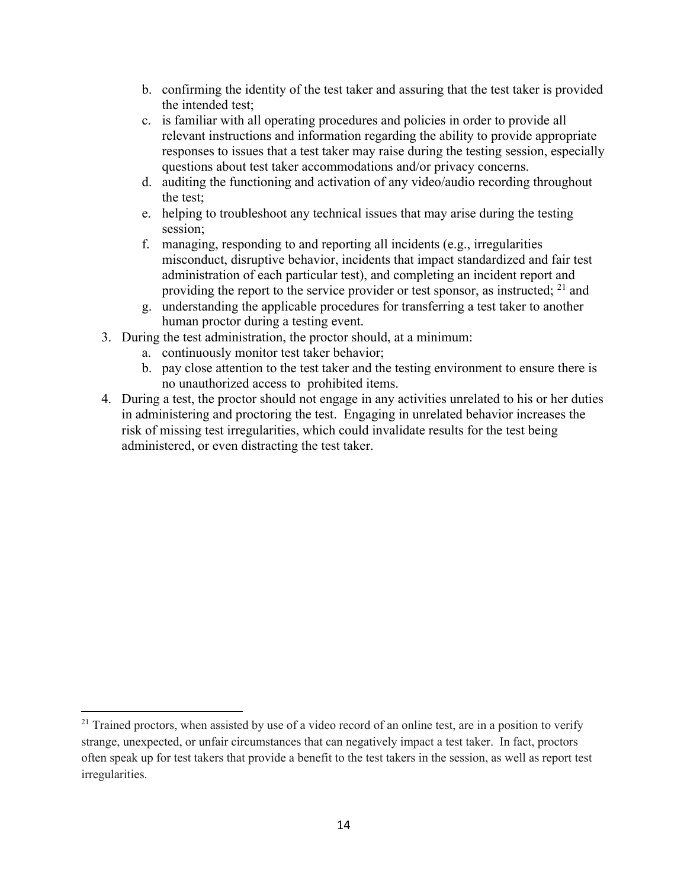b. confirming the identity of the test taker and assuring that the test taker is provided the intended test;
c. is familiar with all operating procedures and policies in order to provide all relevant instructions and information regarding the ability to provide appropriate responses to issues that a test taker may raise during the testing session, especially questions about test taker accommodations and/or privacy concerns.
d. auditing the functioning and activation of any video/audio recording throughout the test;
e. helping to troubleshoot any technical issues that may arise during the testing session;
f. managing, responding to and reporting all incidents (e.g., irregularities misconduct, disruptive behavior, incidents that impact standardized and fair test administration of each particular test), and completing an incident report and providing the report to the service provider or test sponsor, as instructed; [21] and
g. understanding the applicable procedures for transferring a test taker to another human proctor during a testing event.

3. During the test administration, the proctor should, at a minimum:
   a. continuously monitor test taker behavior;
   b. pay close attention to the test taker and the testing environment to ensure there is no unauthorized access to prohibited items.
4. During a test, the proctor should not engage in any activities unrelated to his or her duties in administering and proctoring the test. Engaging in unrelated behavior increases the risk of missing test irregularities, which could invalidate results for the test being administered, or even distracting the test taker.

[21] Trained proctors, when assisted by use of a video record of an online test, are in a position to verify strange, unexpected, or unfair circumstances that can negatively impact a test taker. In fact, proctors often speak up for test takers that provide a benefit to the test takers in the session, as well as report test irregularities.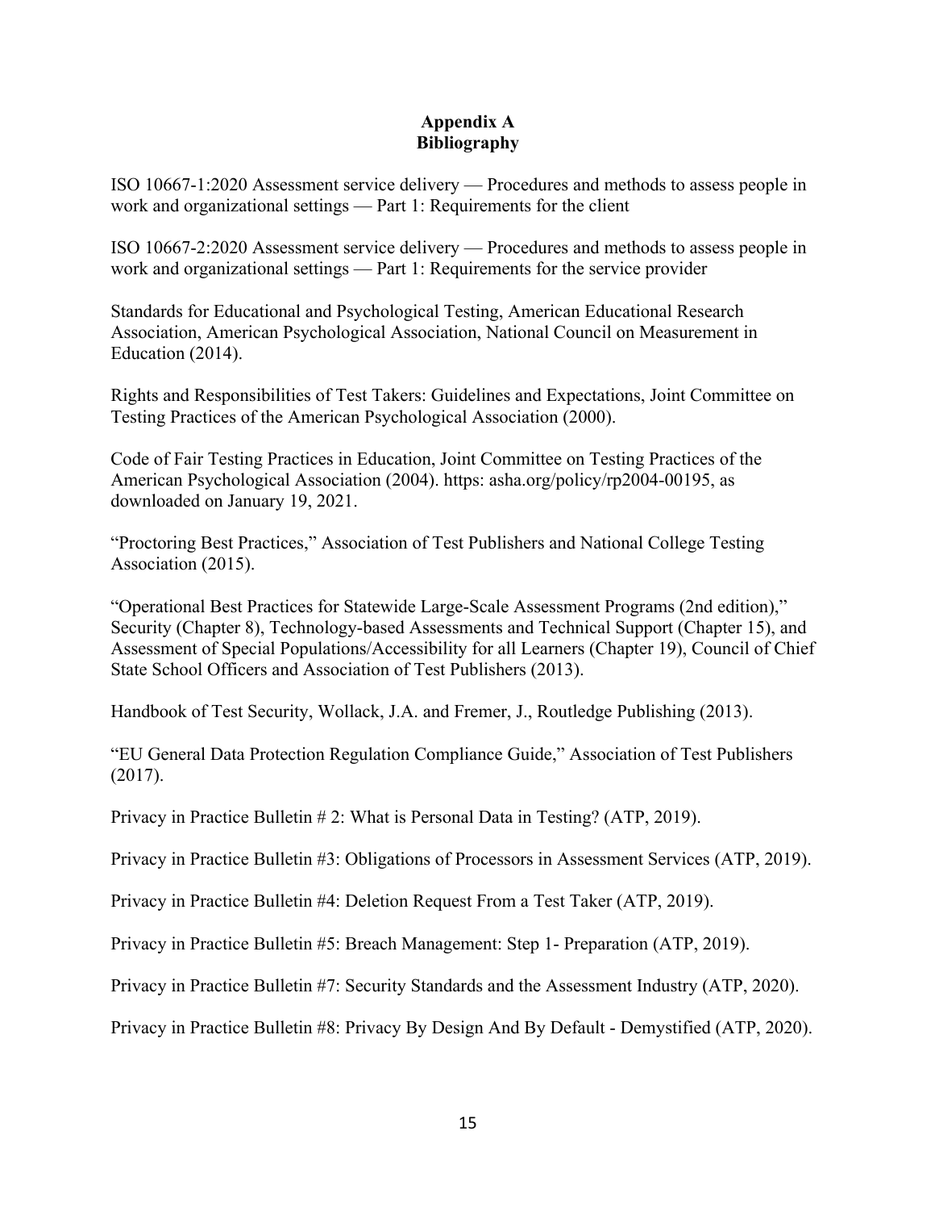# Appendix A
## Bibliography

ISO 10667-1:2020 Assessment service delivery — Procedures and methods to assess people in work and organizational settings — Part 1: Requirements for the client

ISO 10667-2:2020 Assessment service delivery — Procedures and methods to assess people in work and organizational settings — Part 1: Requirements for the service provider

Standards for Educational and Psychological Testing, American Educational Research Association, American Psychological Association, National Council on Measurement in Education (2014).

Rights and Responsibilities of Test Takers: Guidelines and Expectations, Joint Committee on Testing Practices of the American Psychological Association (2000).

Code of Fair Testing Practices in Education, Joint Committee on Testing Practices of the American Psychological Association (2004). https: asha.org/policy/rp2004-00195, as downloaded on January 19, 2021.

"Proctoring Best Practices," Association of Test Publishers and National College Testing Association (2015).

"Operational Best Practices for Statewide Large-Scale Assessment Programs (2nd edition)," Security (Chapter 8), Technology-based Assessments and Technical Support (Chapter 15), and Assessment of Special Populations/Accessibility for all Learners (Chapter 19), Council of Chief State School Officers and Association of Test Publishers (2013).

Handbook of Test Security, Wollack, J.A. and Fremer, J., Routledge Publishing (2013).

"EU General Data Protection Regulation Compliance Guide," Association of Test Publishers (2017).

Privacy in Practice Bulletin # 2: What is Personal Data in Testing? (ATP, 2019).

Privacy in Practice Bulletin #3: Obligations of Processors in Assessment Services (ATP, 2019).

Privacy in Practice Bulletin #4: Deletion Request From a Test Taker (ATP, 2019).

Privacy in Practice Bulletin #5: Breach Management: Step 1- Preparation (ATP, 2019).

Privacy in Practice Bulletin #7: Security Standards and the Assessment Industry (ATP, 2020).

Privacy in Practice Bulletin #8: Privacy By Design And By Default - Demystified (ATP, 2020).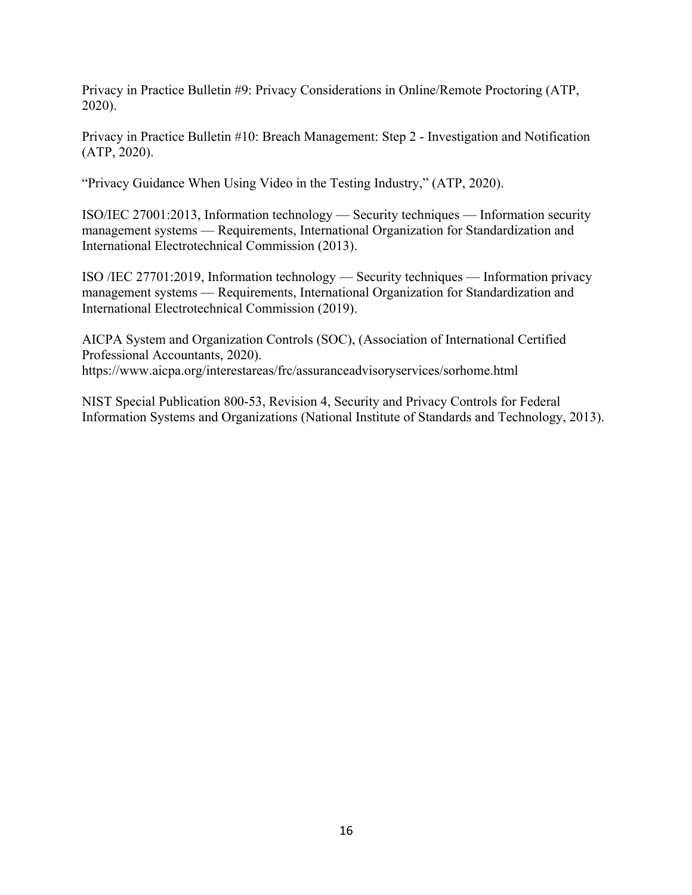Privacy in Practice Bulletin #9: Privacy Considerations in Online/Remote Proctoring (ATP, 2020).

Privacy in Practice Bulletin #10: Breach Management: Step 2 - Investigation and Notification (ATP, 2020).

“Privacy Guidance When Using Video in the Testing Industry,” (ATP, 2020).

ISO/IEC 27001:2013, Information technology — Security techniques — Information security management systems — Requirements, International Organization for Standardization and International Electrotechnical Commission (2013).

ISO /IEC 27701:2019, Information technology — Security techniques — Information privacy management systems — Requirements, International Organization for Standardization and International Electrotechnical Commission (2019).

AICPA System and Organization Controls (SOC), (Association of International Certified Professional Accountants, 2020).
https://www.aicpa.org/interestareas/frc/assuranceadvisoryservices/sorhome.html

NIST Special Publication 800-53, Revision 4, Security and Privacy Controls for Federal Information Systems and Organizations (National Institute of Standards and Technology, 2013).